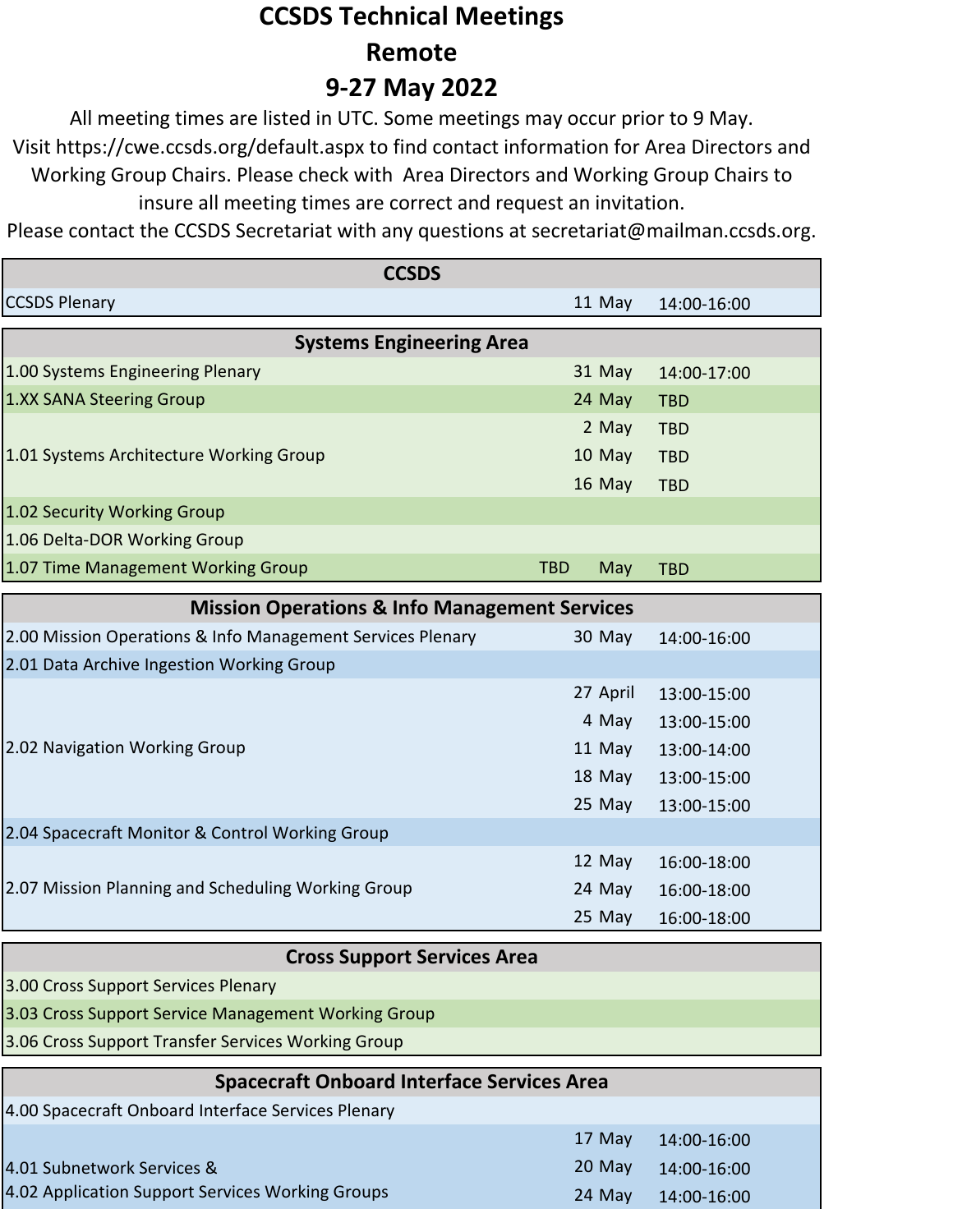# CCSDS Technical Meetings

## Remote

## 9-27 May 2022

All meeting times are listed in UTC. Some meetings may occur prior to 9 May.
Visit https://cwe.ccsds.org/default.aspx to find contact information for Area Directors and Working Group Chairs. Please check with Area Directors and Working Group Chairs to insure all meeting times are correct and request an invitation.
Please contact the CCSDS Secretariat with any questions at secretariat@mailman.ccsds.org.

| CCSDS | | |
|---|---|---|
| CCSDS Plenary | 11 May | 14:00-16:00 |

| Systems Engineering Area | | |
|---|---|---|
| 1.00 Systems Engineering Plenary | 31 May | 14:00-17:00 |
| 1.XX SANA Steering Group | 24 May | TBD |
| 1.01 Systems Architecture Working Group | 2 May | TBD |
| | 10 May | TBD |
| | 16 May | TBD |
| 1.02 Security Working Group | | |
| 1.06 Delta-DOR Working Group | | |
| 1.07 Time Management Working Group | TBD May | TBD |

| Mission Operations & Info Management Services | | |
|---|---|---|
| 2.00 Mission Operations & Info Management Services Plenary | 30 May | 14:00-16:00 |
| 2.01 Data Archive Ingestion Working Group | | |
| 2.02 Navigation Working Group | 27 April | 13:00-15:00 |
| | 4 May | 13:00-15:00 |
| | 11 May | 13:00-14:00 |
| | 18 May | 13:00-15:00 |
| | 25 May | 13:00-15:00 |
| 2.04 Spacecraft Monitor & Control Working Group | | |
| 2.07 Mission Planning and Scheduling Working Group | 12 May | 16:00-18:00 |
| | 24 May | 16:00-18:00 |
| | 25 May | 16:00-18:00 |

| Cross Support Services Area | | |
|---|---|---|
| 3.00 Cross Support Services Plenary | | |
| 3.03 Cross Support Service Management Working Group | | |
| 3.06 Cross Support Transfer Services Working Group | | |

| Spacecraft Onboard Interface Services Area | | |
|---|---|---|
| 4.00 Spacecraft Onboard Interface Services Plenary | | |
| 4.01 Subnetwork Services & 4.02 Application Support Services Working Groups | 17 May | 14:00-16:00 |
| | 20 May | 14:00-16:00 |
| | 24 May | 14:00-16:00 |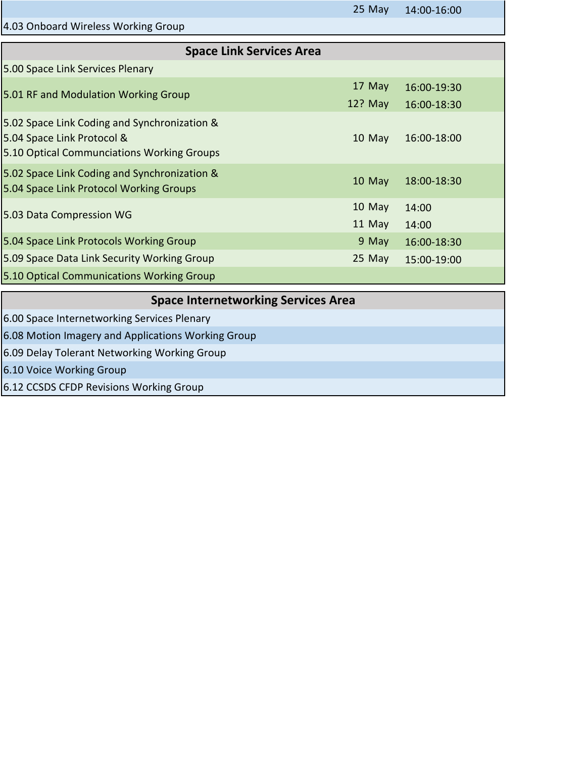| | | |
|---|---|---|
| | 25 May | 14:00-16:00 |
| 4.03 Onboard Wireless Working Group | | |

| Space Link Services Area | | |
|---|---|---|
| 5.00 Space Link Services Plenary | | |
| 5.01 RF and Modulation Working Group | 17 May | 16:00-19:30 |
| | 12? May | 16:00-18:30 |
| 5.02 Space Link Coding and Synchronization & 5.04 Space Link Protocol & 5.10 Optical Communciations Working Groups | 10 May | 16:00-18:00 |
| 5.02 Space Link Coding and Synchronization & 5.04 Space Link Protocol Working Groups | 10 May | 18:00-18:30 |
| 5.03 Data Compression WG | 10 May | 14:00 |
| | 11 May | 14:00 |
| 5.04 Space Link Protocols Working Group | 9 May | 16:00-18:30 |
| 5.09 Space Data Link Security Working Group | 25 May | 15:00-19:00 |
| 5.10 Optical Communications Working Group | | |

| Space Internetworking Services Area |
|---|
| 6.00 Space Internetworking Services Plenary |
| 6.08 Motion Imagery and Applications Working Group |
| 6.09 Delay Tolerant Networking Working Group |
| 6.10 Voice Working Group |
| 6.12 CCSDS CFDP Revisions Working Group |